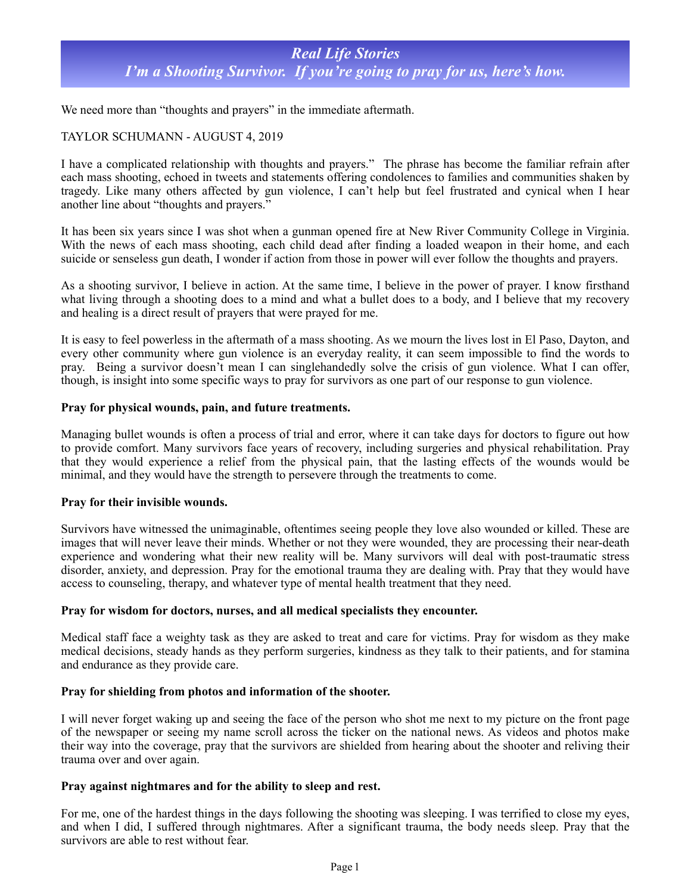# *Real Life Stories*
# *I'm a Shooting Survivor. If you're going to pray for us, here's how.*

We need more than "thoughts and prayers" in the immediate aftermath.

TAYLOR SCHUMANN - AUGUST 4, 2019

I have a complicated relationship with thoughts and prayers." The phrase has become the familiar refrain after each mass shooting, echoed in tweets and statements offering condolences to families and communities shaken by tragedy. Like many others affected by gun violence, I can't help but feel frustrated and cynical when I hear another line about "thoughts and prayers."

It has been six years since I was shot when a gunman opened fire at New River Community College in Virginia. With the news of each mass shooting, each child dead after finding a loaded weapon in their home, and each suicide or senseless gun death, I wonder if action from those in power will ever follow the thoughts and prayers.

As a shooting survivor, I believe in action. At the same time, I believe in the power of prayer. I know firsthand what living through a shooting does to a mind and what a bullet does to a body, and I believe that my recovery and healing is a direct result of prayers that were prayed for me.

It is easy to feel powerless in the aftermath of a mass shooting. As we mourn the lives lost in El Paso, Dayton, and every other community where gun violence is an everyday reality, it can seem impossible to find the words to pray. Being a survivor doesn't mean I can singlehandedly solve the crisis of gun violence. What I can offer, though, is insight into some specific ways to pray for survivors as one part of our response to gun violence.

**Pray for physical wounds, pain, and future treatments.**

Managing bullet wounds is often a process of trial and error, where it can take days for doctors to figure out how to provide comfort. Many survivors face years of recovery, including surgeries and physical rehabilitation. Pray that they would experience a relief from the physical pain, that the lasting effects of the wounds would be minimal, and they would have the strength to persevere through the treatments to come.

**Pray for their invisible wounds.**

Survivors have witnessed the unimaginable, oftentimes seeing people they love also wounded or killed. These are images that will never leave their minds. Whether or not they were wounded, they are processing their near-death experience and wondering what their new reality will be. Many survivors will deal with post-traumatic stress disorder, anxiety, and depression. Pray for the emotional trauma they are dealing with. Pray that they would have access to counseling, therapy, and whatever type of mental health treatment that they need.

**Pray for wisdom for doctors, nurses, and all medical specialists they encounter.**

Medical staff face a weighty task as they are asked to treat and care for victims. Pray for wisdom as they make medical decisions, steady hands as they perform surgeries, kindness as they talk to their patients, and for stamina and endurance as they provide care.

**Pray for shielding from photos and information of the shooter.**

I will never forget waking up and seeing the face of the person who shot me next to my picture on the front page of the newspaper or seeing my name scroll across the ticker on the national news. As videos and photos make their way into the coverage, pray that the survivors are shielded from hearing about the shooter and reliving their trauma over and over again.

**Pray against nightmares and for the ability to sleep and rest.**

For me, one of the hardest things in the days following the shooting was sleeping. I was terrified to close my eyes, and when I did, I suffered through nightmares. After a significant trauma, the body needs sleep. Pray that the survivors are able to rest without fear.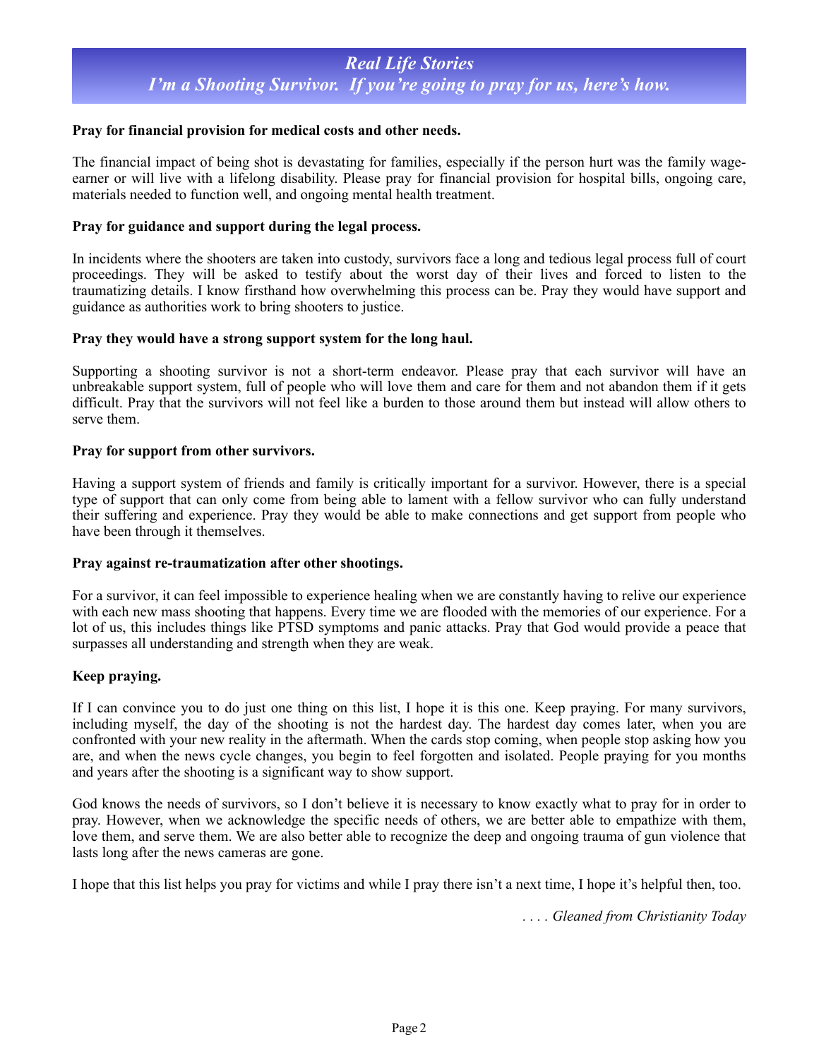## *Real Life Stories*
## *I'm a Shooting Survivor. If you're going to pray for us, here's how.*

**Pray for financial provision for medical costs and other needs.**

The financial impact of being shot is devastating for families, especially if the person hurt was the family wage-earner or will live with a lifelong disability. Please pray for financial provision for hospital bills, ongoing care, materials needed to function well, and ongoing mental health treatment.

**Pray for guidance and support during the legal process.**

In incidents where the shooters are taken into custody, survivors face a long and tedious legal process full of court proceedings. They will be asked to testify about the worst day of their lives and forced to listen to the traumatizing details. I know firsthand how overwhelming this process can be. Pray they would have support and guidance as authorities work to bring shooters to justice.

**Pray they would have a strong support system for the long haul.**

Supporting a shooting survivor is not a short-term endeavor. Please pray that each survivor will have an unbreakable support system, full of people who will love them and care for them and not abandon them if it gets difficult. Pray that the survivors will not feel like a burden to those around them but instead will allow others to serve them.

**Pray for support from other survivors.**

Having a support system of friends and family is critically important for a survivor. However, there is a special type of support that can only come from being able to lament with a fellow survivor who can fully understand their suffering and experience. Pray they would be able to make connections and get support from people who have been through it themselves.

**Pray against re-traumatization after other shootings.**

For a survivor, it can feel impossible to experience healing when we are constantly having to relive our experience with each new mass shooting that happens. Every time we are flooded with the memories of our experience. For a lot of us, this includes things like PTSD symptoms and panic attacks. Pray that God would provide a peace that surpasses all understanding and strength when they are weak.

**Keep praying.**

If I can convince you to do just one thing on this list, I hope it is this one. Keep praying. For many survivors, including myself, the day of the shooting is not the hardest day. The hardest day comes later, when you are confronted with your new reality in the aftermath. When the cards stop coming, when people stop asking how you are, and when the news cycle changes, you begin to feel forgotten and isolated. People praying for you months and years after the shooting is a significant way to show support.

God knows the needs of survivors, so I don't believe it is necessary to know exactly what to pray for in order to pray. However, when we acknowledge the specific needs of others, we are better able to empathize with them, love them, and serve them. We are also better able to recognize the deep and ongoing trauma of gun violence that lasts long after the news cameras are gone.

I hope that this list helps you pray for victims and while I pray there isn't a next time, I hope it's helpful then, too.

. . . . *Gleaned from Christianity Today*